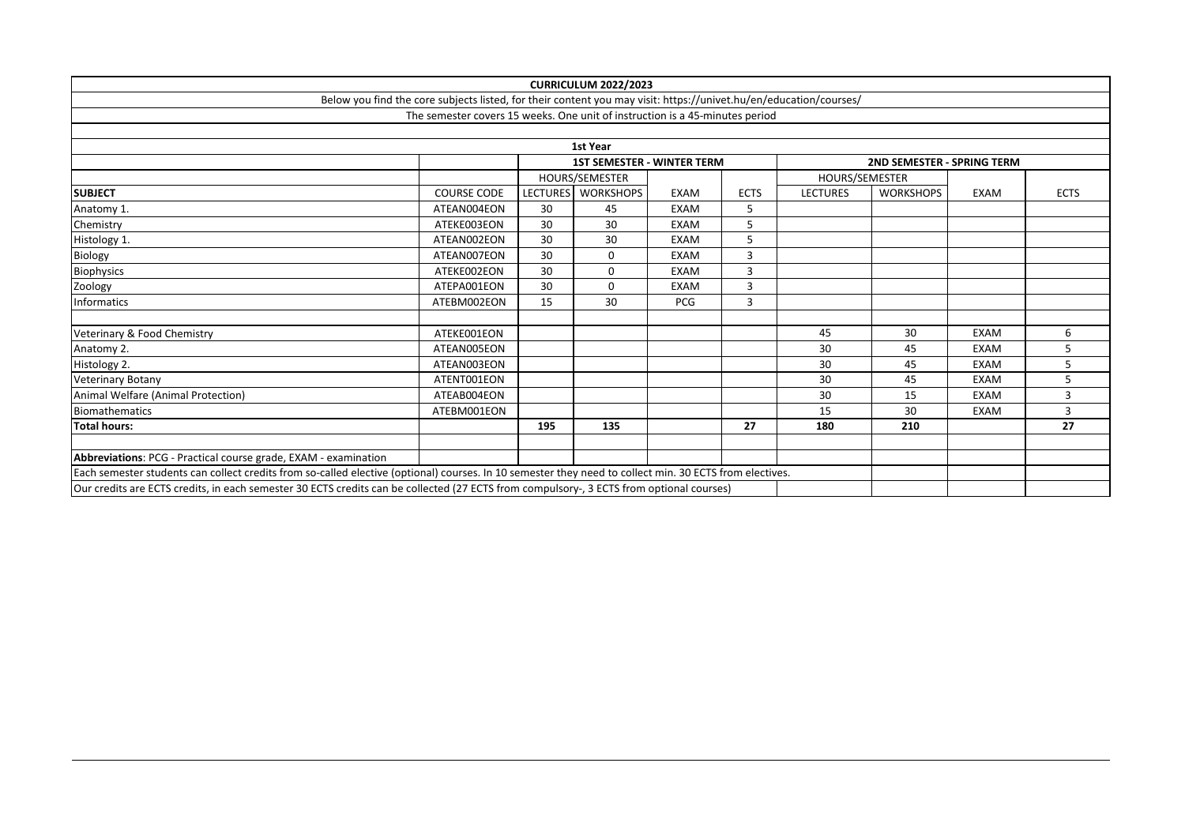| CURRICULUM 2022/2023 | | | | | | | | | |
|---|---|---|---|---|---|---|---|---|---|
| Below you find the core subjects listed, for their content you may visit: https://univet.hu/en/education/courses/ | | | | | | | | | |
| The semester covers 15 weeks. One unit of instruction is a 45-minutes period | | | | | | | | | |
| | | | | | | | | | |
| 1st Year | | | | | | | | | |
| | | 1ST SEMESTER - WINTER TERM | | | | 2ND SEMESTER - SPRING TERM | | | |
| | | HOURS/SEMESTER | | | | HOURS/SEMESTER | | | |
| **SUBJECT** | COURSE CODE | LECTURES | WORKSHOPS | EXAM | ECTS | LECTURES | WORKSHOPS | EXAM | ECTS |
| Anatomy 1. | ATEAN004EON | 30 | 45 | EXAM | 5 | | | | |
| Chemistry | ATEKE003EON | 30 | 30 | EXAM | 5 | | | | |
| Histology 1. | ATEAN002EON | 30 | 30 | EXAM | 5 | | | | |
| Biology | ATEAN007EON | 30 | 0 | EXAM | 3 | | | | |
| Biophysics | ATEKE002EON | 30 | 0 | EXAM | 3 | | | | |
| Zoology | ATEPA001EON | 30 | 0 | EXAM | 3 | | | | |
| Informatics | ATEBM002EON | 15 | 30 | PCG | 3 | | | | |
| | | | | | | | | | |
| Veterinary & Food Chemistry | ATEKE001EON | | | | | 45 | 30 | EXAM | 6 |
| Anatomy 2. | ATEAN005EON | | | | | 30 | 45 | EXAM | 5 |
| Histology 2. | ATEAN003EON | | | | | 30 | 45 | EXAM | 5 |
| Veterinary Botany | ATENT001EON | | | | | 30 | 45 | EXAM | 5 |
| Animal Welfare (Animal Protection) | ATEAB004EON | | | | | 30 | 15 | EXAM | 3 |
| Biomathematics | ATEBM001EON | | | | | 15 | 30 | EXAM | 3 |
| **Total hours:** | | **195** | **135** | | **27** | **180** | **210** | | **27** |
| | | | | | | | | | |
| **Abbreviations**: PCG - Practical course grade, EXAM - examination | | | | | | | | | |
| Each semester students can collect credits from so-called elective (optional) courses. In 10 semester they need to collect min. 30 ECTS from electives. | | | | | | | | | |
| Our credits are ECTS credits, in each semester 30 ECTS credits can be collected (27 ECTS from compulsory-, 3 ECTS from optional courses) | | | | | | | | | |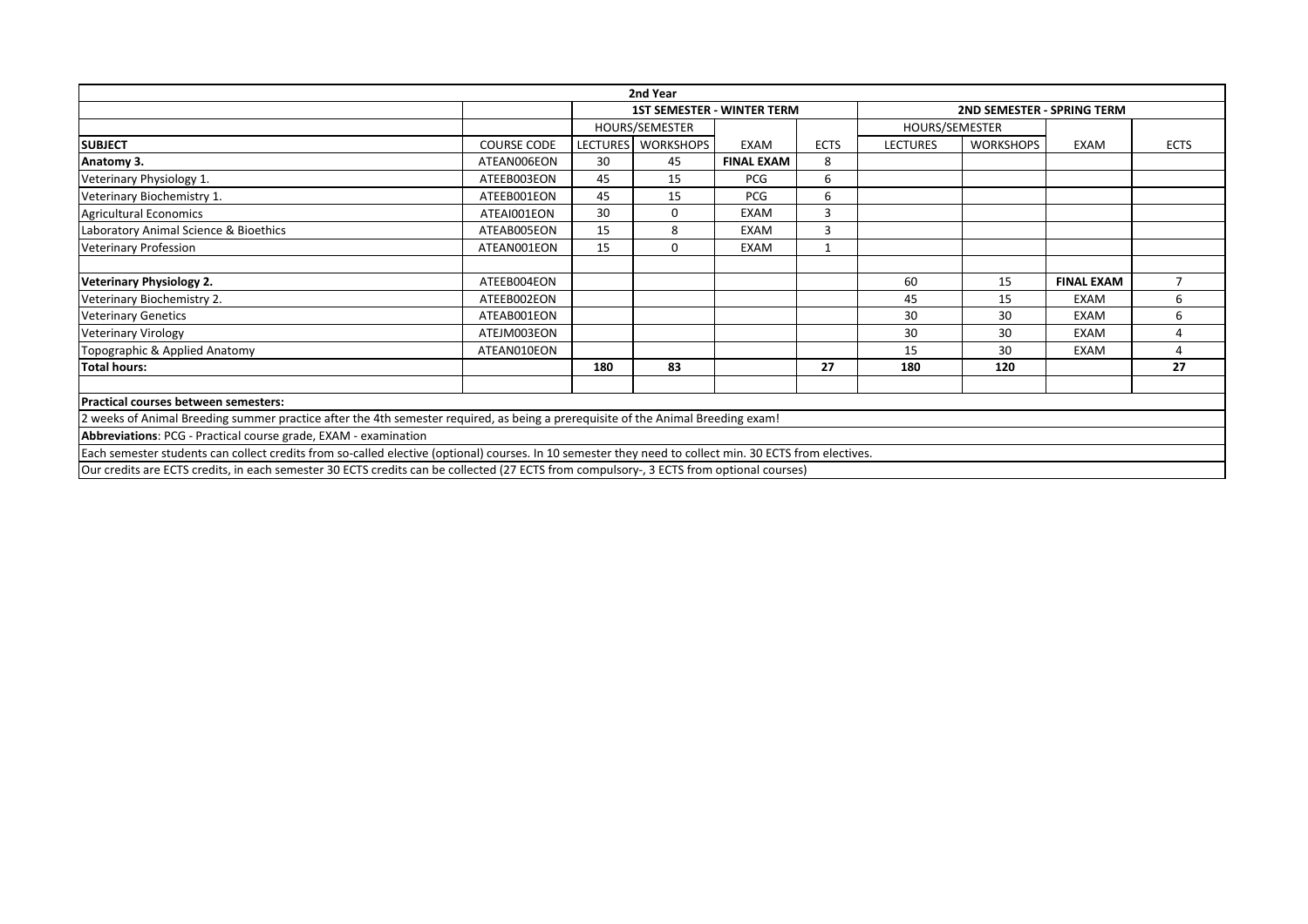| 2nd Year | | | | | | | | | |
|---|---|---|---|---|---|---|---|---|---|
| | | 1ST SEMESTER - WINTER TERM | | | | 2ND SEMESTER - SPRING TERM | | | |
| | | HOURS/SEMESTER | | | | HOURS/SEMESTER | | | |
| **SUBJECT** | COURSE CODE | LECTURES | WORKSHOPS | EXAM | ECTS | LECTURES | WORKSHOPS | EXAM | ECTS |
| **Anatomy 3.** | ATEAN006EON | 30 | 45 | **FINAL EXAM** | 8 | | | | |
| Veterinary Physiology 1. | ATEEB003EON | 45 | 15 | PCG | 6 | | | | |
| Veterinary Biochemistry 1. | ATEEB001EON | 45 | 15 | PCG | 6 | | | | |
| Agricultural Economics | ATEAI001EON | 30 | 0 | EXAM | 3 | | | | |
| Laboratory Animal Science & Bioethics | ATEAB005EON | 15 | 8 | EXAM | 3 | | | | |
| Veterinary Profession | ATEAN001EON | 15 | 0 | EXAM | 1 | | | | |
| | | | | | | | | | |
| **Veterinary Physiology 2.** | ATEEB004EON | | | | | 60 | 15 | **FINAL EXAM** | 7 |
| Veterinary Biochemistry 2. | ATEEB002EON | | | | | 45 | 15 | EXAM | 6 |
| Veterinary Genetics | ATEAB001EON | | | | | 30 | 30 | EXAM | 6 |
| Veterinary Virology | ATEJM003EON | | | | | 30 | 30 | EXAM | 4 |
| Topographic & Applied Anatomy | ATEAN010EON | | | | | 15 | 30 | EXAM | 4 |
| **Total hours:** | | **180** | **83** | | **27** | **180** | **120** | | **27** |

**Practical courses between semesters:**

2 weeks of Animal Breeding summer practice after the 4th semester required, as being a prerequisite of the Animal Breeding exam!

**Abbreviations**: PCG - Practical course grade, EXAM - examination

Each semester students can collect credits from so-called elective (optional) courses. In 10 semester they need to collect min. 30 ECTS from electives.

Our credits are ECTS credits, in each semester 30 ECTS credits can be collected (27 ECTS from compulsory-, 3 ECTS from optional courses)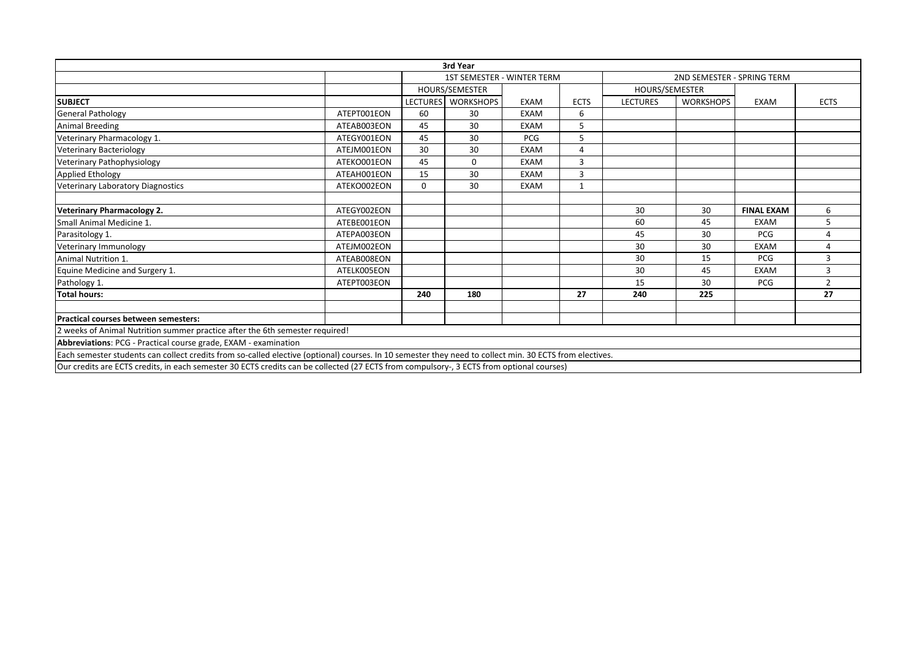| 3rd Year | | | | | | | | | |
|---|---|---|---|---|---|---|---|---|---|
| | | 1ST SEMESTER - WINTER TERM | | | | 2ND SEMESTER - SPRING TERM | | | |
| | | HOURS/SEMESTER | | | | HOURS/SEMESTER | | | |
| **SUBJECT** | | LECTURES | WORKSHOPS | EXAM | ECTS | LECTURES | WORKSHOPS | EXAM | ECTS |
| General Pathology | ATEPT001EON | 60 | 30 | EXAM | 6 | | | | |
| Animal Breeding | ATEAB003EON | 45 | 30 | EXAM | 5 | | | | |
| Veterinary Pharmacology 1. | ATEGY001EON | 45 | 30 | PCG | 5 | | | | |
| Veterinary Bacteriology | ATEJM001EON | 30 | 30 | EXAM | 4 | | | | |
| Veterinary Pathophysiology | ATEKO001EON | 45 | 0 | EXAM | 3 | | | | |
| Applied Ethology | ATEAH001EON | 15 | 30 | EXAM | 3 | | | | |
| Veterinary Laboratory Diagnostics | ATEKO002EON | 0 | 30 | EXAM | 1 | | | | |
| | | | | | | | | | |
| **Veterinary Pharmacology 2.** | ATEGY002EON | | | | | 30 | 30 | **FINAL EXAM** | 6 |
| Small Animal Medicine 1. | ATEBE001EON | | | | | 60 | 45 | EXAM | 5 |
| Parasitology 1. | ATEPA003EON | | | | | 45 | 30 | PCG | 4 |
| Veterinary Immunology | ATEJM002EON | | | | | 30 | 30 | EXAM | 4 |
| Animal Nutrition 1. | ATEAB008EON | | | | | 30 | 15 | PCG | 3 |
| Equine Medicine and Surgery 1. | ATELK005EON | | | | | 30 | 45 | EXAM | 3 |
| Pathology 1. | ATEPT003EON | | | | | 15 | 30 | PCG | 2 |
| **Total hours:** | | **240** | **180** | | **27** | **240** | **225** | | **27** |
| | | | | | | | | | |
| **Practical courses between semesters:** | | | | | | | | | |
| 2 weeks of Animal Nutrition summer practice after the 6th semester required! | | | | | | | | | |
| **Abbreviations**: PCG - Practical course grade, EXAM - examination | | | | | | | | | |
| Each semester students can collect credits from so-called elective (optional) courses. In 10 semester they need to collect min. 30 ECTS from electives. | | | | | | | | | |
| Our credits are ECTS credits, in each semester 30 ECTS credits can be collected (27 ECTS from compulsory-, 3 ECTS from optional courses) | | | | | | | | | |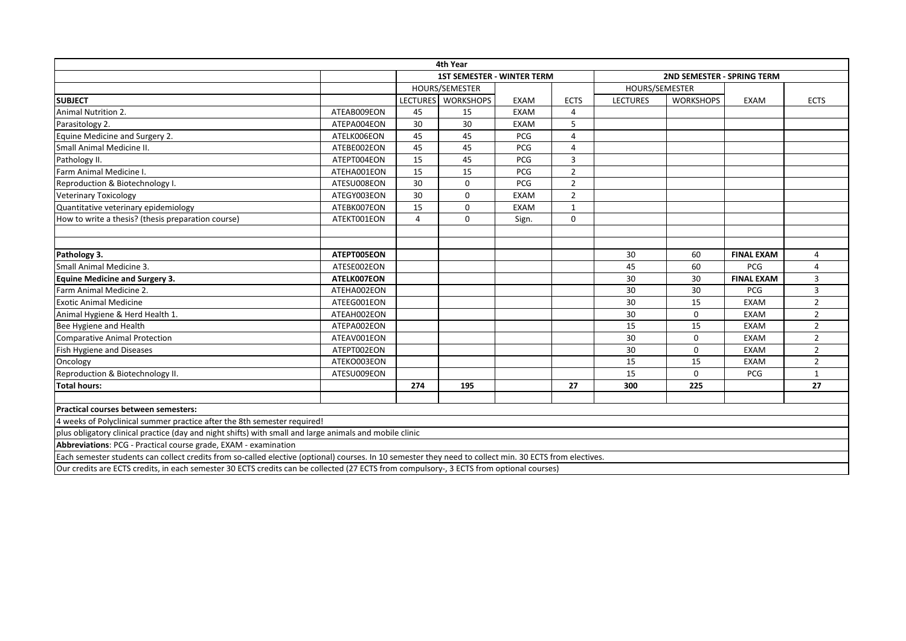| 4th Year | | | | | | | | | |
|---|---|---|---|---|---|---|---|---|---|
| | | 1ST SEMESTER - WINTER TERM | | | | 2ND SEMESTER - SPRING TERM | | | |
| | | HOURS/SEMESTER | | | | HOURS/SEMESTER | | | |
| **SUBJECT** | | LECTURES | WORKSHOPS | EXAM | ECTS | LECTURES | WORKSHOPS | EXAM | ECTS |
| Animal Nutrition 2. | ATEAB009EON | 45 | 15 | EXAM | 4 | | | | |
| Parasitology 2. | ATEPA004EON | 30 | 30 | EXAM | 5 | | | | |
| Equine Medicine and Surgery 2. | ATELK006EON | 45 | 45 | PCG | 4 | | | | |
| Small Animal Medicine II. | ATEBE002EON | 45 | 45 | PCG | 4 | | | | |
| Pathology II. | ATEPT004EON | 15 | 45 | PCG | 3 | | | | |
| Farm Animal Medicine I. | ATEHA001EON | 15 | 15 | PCG | 2 | | | | |
| Reproduction & Biotechnology I. | ATESU008EON | 30 | 0 | PCG | 2 | | | | |
| Veterinary Toxicology | ATEGY003EON | 30 | 0 | EXAM | 2 | | | | |
| Quantitative veterinary epidemiology | ATEBK007EON | 15 | 0 | EXAM | 1 | | | | |
| How to write a thesis? (thesis preparation course) | ATEKT001EON | 4 | 0 | Sign. | 0 | | | | |
| | | | | | | | | | |
| | | | | | | | | | |
| **Pathology 3.** | **ATEPT005EON** | | | | | 30 | 60 | **FINAL EXAM** | 4 |
| Small Animal Medicine 3. | ATESE002EON | | | | | 45 | 60 | PCG | 4 |
| **Equine Medicine and Surgery 3.** | **ATELK007EON** | | | | | 30 | 30 | **FINAL EXAM** | 3 |
| Farm Animal Medicine 2. | ATEHA002EON | | | | | 30 | 30 | PCG | 3 |
| Exotic Animal Medicine | ATEEG001EON | | | | | 30 | 15 | EXAM | 2 |
| Animal Hygiene & Herd Health 1. | ATEAH002EON | | | | | 30 | 0 | EXAM | 2 |
| Bee Hygiene and Health | ATEPA002EON | | | | | 15 | 15 | EXAM | 2 |
| Comparative Animal Protection | ATEAV001EON | | | | | 30 | 0 | EXAM | 2 |
| Fish Hygiene and Diseases | ATEPT002EON | | | | | 30 | 0 | EXAM | 2 |
| Oncology | ATEKO003EON | | | | | 15 | 15 | EXAM | 2 |
| Reproduction & Biotechnology II. | ATESU009EON | | | | | 15 | 0 | PCG | 1 |
| **Total hours:** | | **274** | **195** | | **27** | **300** | **225** | | **27** |
| | | | | | | | | | |
| **Practical courses between semesters:** | | | | | | | | | |
| 4 weeks of Polyclinical summer practice after the 8th semester required! | | | | | | | | | |
| plus obligatory clinical practice (day and night shifts) with small and large animals and mobile clinic | | | | | | | | | |
| **Abbreviations**: PCG - Practical course grade, EXAM - examination | | | | | | | | | |
| Each semester students can collect credits from so-called elective (optional) courses. In 10 semester they need to collect min. 30 ECTS from electives. | | | | | | | | | |
| Our credits are ECTS credits, in each semester 30 ECTS credits can be collected (27 ECTS from compulsory-, 3 ECTS from optional courses) | | | | | | | | | |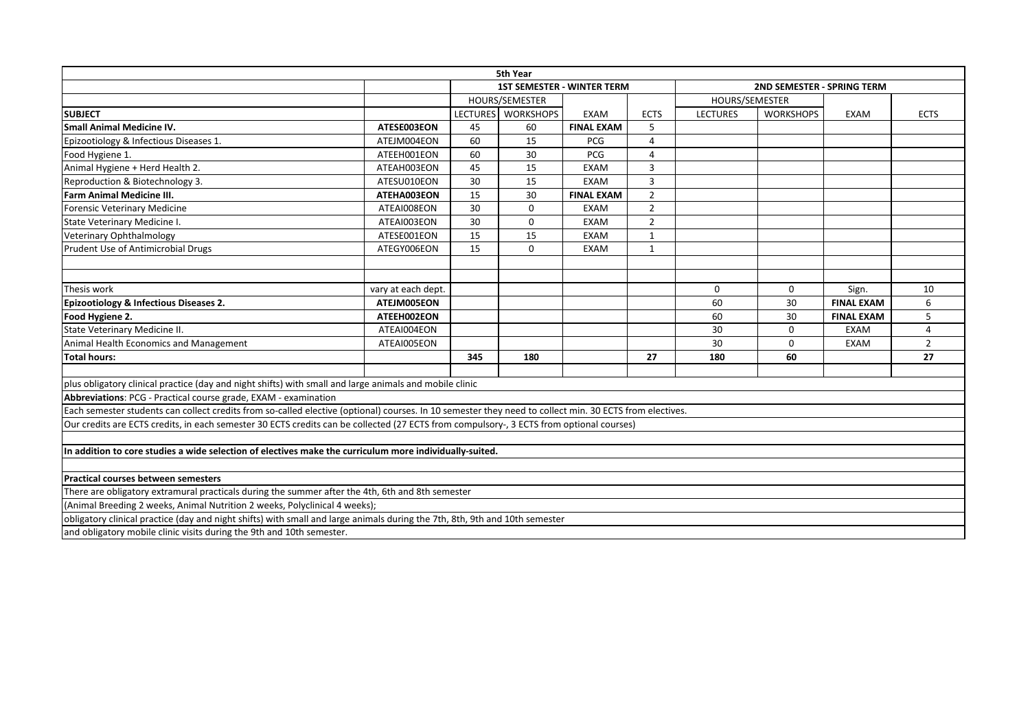| 5th Year | | | | | | | | | |
|---|---|---|---|---|---|---|---|---|---|
| | | 1ST SEMESTER - WINTER TERM | | | | 2ND SEMESTER - SPRING TERM | | | |
| | | HOURS/SEMESTER | | | | HOURS/SEMESTER | | | |
| **SUBJECT** | | LECTURES | WORKSHOPS | EXAM | ECTS | LECTURES | WORKSHOPS | EXAM | ECTS |
| **Small Animal Medicine IV.** | **ATESE003EON** | 45 | 60 | **FINAL EXAM** | 5 | | | | |
| Epizootiology & Infectious Diseases 1. | ATEJM004EON | 60 | 15 | PCG | 4 | | | | |
| Food Hygiene 1. | ATEEH001EON | 60 | 30 | PCG | 4 | | | | |
| Animal Hygiene + Herd Health 2. | ATEAH003EON | 45 | 15 | EXAM | 3 | | | | |
| Reproduction & Biotechnology 3. | ATESU010EON | 30 | 15 | EXAM | 3 | | | | |
| **Farm Animal Medicine III.** | **ATEHA003EON** | 15 | 30 | **FINAL EXAM** | 2 | | | | |
| Forensic Veterinary Medicine | ATEAI008EON | 30 | 0 | EXAM | 2 | | | | |
| State Veterinary Medicine I. | ATEAI003EON | 30 | 0 | EXAM | 2 | | | | |
| Veterinary Ophthalmology | ATESE001EON | 15 | 15 | EXAM | 1 | | | | |
| Prudent Use of Antimicrobial Drugs | ATEGY006EON | 15 | 0 | EXAM | 1 | | | | |
| | | | | | | | | | |
| | | | | | | | | | |
| Thesis work | vary at each dept. | | | | | 0 | 0 | Sign. | 10 |
| **Epizootiology & Infectious Diseases 2.** | **ATEJM005EON** | | | | | 60 | 30 | **FINAL EXAM** | 6 |
| **Food Hygiene 2.** | **ATEEH002EON** | | | | | 60 | 30 | **FINAL EXAM** | 5 |
| State Veterinary Medicine II. | ATEAI004EON | | | | | 30 | 0 | EXAM | 4 |
| Animal Health Economics and Management | ATEAI005EON | | | | | 30 | 0 | EXAM | 2 |
| **Total hours:** | | **345** | **180** | | **27** | **180** | **60** | | **27** |

plus obligatory clinical practice (day and night shifts) with small and large animals and mobile clinic

**Abbreviations**: PCG - Practical course grade, EXAM - examination

Each semester students can collect credits from so-called elective (optional) courses. In 10 semester they need to collect min. 30 ECTS from electives.

Our credits are ECTS credits, in each semester 30 ECTS credits can be collected (27 ECTS from compulsory-, 3 ECTS from optional courses)

**In addition to core studies a wide selection of electives make the curriculum more individually-suited.**

**Practical courses between semesters**

There are obligatory extramural practicals during the summer after the 4th, 6th and 8th semester

(Animal Breeding 2 weeks, Animal Nutrition 2 weeks, Polyclinical 4 weeks);

obligatory clinical practice (day and night shifts) with small and large animals during the 7th, 8th, 9th and 10th semester

and obligatory mobile clinic visits during the 9th and 10th semester.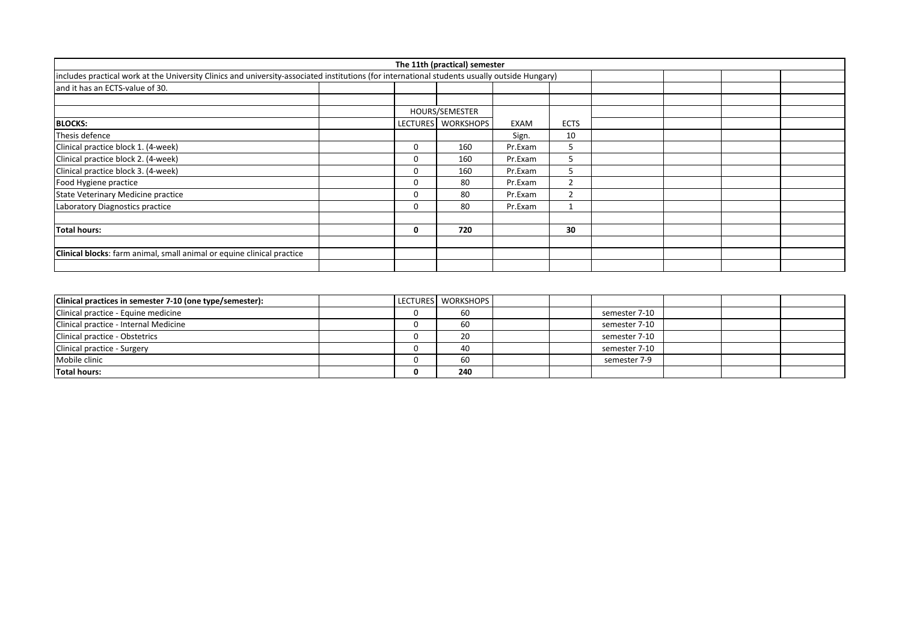## The 11th (practical) semester

includes practical work at the University Clinics and university-associated institutions (for international students usually outside Hungary) and it has an ECTS-value of 30.

| | HOURS/SEMESTER | | | |
|---|---|---|---|---|
| **BLOCKS:** | LECTURES | WORKSHOPS | EXAM | ECTS |
| Thesis defence | | | Sign. | 10 |
| Clinical practice block 1. (4-week) | 0 | 160 | Pr.Exam | 5 |
| Clinical practice block 2. (4-week) | 0 | 160 | Pr.Exam | 5 |
| Clinical practice block 3. (4-week) | 0 | 160 | Pr.Exam | 5 |
| Food Hygiene practice | 0 | 80 | Pr.Exam | 2 |
| State Veterinary Medicine practice | 0 | 80 | Pr.Exam | 2 |
| Laboratory Diagnostics practice | 0 | 80 | Pr.Exam | 1 |
| | | | | |
| **Total hours:** | **0** | **720** | | **30** |

**Clinical blocks**: farm animal, small animal or equine clinical practice

| **Clinical practices in semester 7-10 (one type/semester):** | LECTURES | WORKSHOPS | |
|---|---|---|---|
| Clinical practice - Equine medicine | 0 | 60 | semester 7-10 |
| Clinical practice - Internal Medicine | 0 | 60 | semester 7-10 |
| Clinical practice - Obstetrics | 0 | 20 | semester 7-10 |
| Clinical practice - Surgery | 0 | 40 | semester 7-10 |
| Mobile clinic | 0 | 60 | semester 7-9 |
| **Total hours:** | **0** | **240** | |